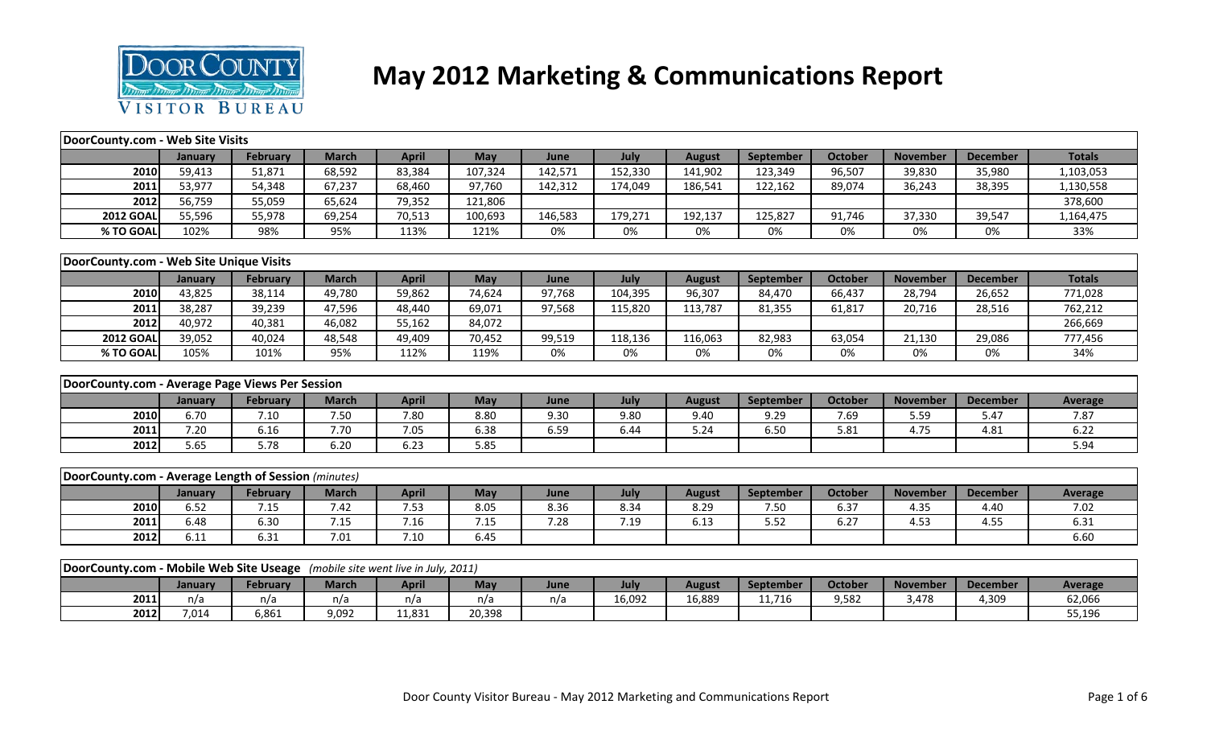# May 2012 Marketing & Communications Report

### DoorCounty.com - Web Site Visits

| | January | February | March | April | May | June | July | August | September | October | November | December | Totals |
|---|---|---|---|---|---|---|---|---|---|---|---|---|---|
| 2010 | 59,413 | 51,871 | 68,592 | 83,384 | 107,324 | 142,571 | 152,330 | 141,902 | 123,349 | 96,507 | 39,830 | 35,980 | 1,103,053 |
| 2011 | 53,977 | 54,348 | 67,237 | 68,460 | 97,760 | 142,312 | 174,049 | 186,541 | 122,162 | 89,074 | 36,243 | 38,395 | 1,130,558 |
| 2012 | 56,759 | 55,059 | 65,624 | 79,352 | 121,806 | | | | | | | | 378,600 |
| 2012 GOAL | 55,596 | 55,978 | 69,254 | 70,513 | 100,693 | 146,583 | 179,271 | 192,137 | 125,827 | 91,746 | 37,330 | 39,547 | 1,164,475 |
| % TO GOAL | 102% | 98% | 95% | 113% | 121% | 0% | 0% | 0% | 0% | 0% | 0% | 0% | 33% |

### DoorCounty.com - Web Site Unique Visits

| | January | February | March | April | May | June | July | August | September | October | November | December | Totals |
|---|---|---|---|---|---|---|---|---|---|---|---|---|---|
| 2010 | 43,825 | 38,114 | 49,780 | 59,862 | 74,624 | 97,768 | 104,395 | 96,307 | 84,470 | 66,437 | 28,794 | 26,652 | 771,028 |
| 2011 | 38,287 | 39,239 | 47,596 | 48,440 | 69,071 | 97,568 | 115,820 | 113,787 | 81,355 | 61,817 | 20,716 | 28,516 | 762,212 |
| 2012 | 40,972 | 40,381 | 46,082 | 55,162 | 84,072 | | | | | | | | 266,669 |
| 2012 GOAL | 39,052 | 40,024 | 48,548 | 49,409 | 70,452 | 99,519 | 118,136 | 116,063 | 82,983 | 63,054 | 21,130 | 29,086 | 777,456 |
| % TO GOAL | 105% | 101% | 95% | 112% | 119% | 0% | 0% | 0% | 0% | 0% | 0% | 0% | 34% |

### DoorCounty.com - Average Page Views Per Session

| | January | February | March | April | May | June | July | August | September | October | November | December | Average |
|---|---|---|---|---|---|---|---|---|---|---|---|---|---|
| 2010 | 6.70 | 7.10 | 7.50 | 7.80 | 8.80 | 9.30 | 9.80 | 9.40 | 9.29 | 7.69 | 5.59 | 5.47 | 7.87 |
| 2011 | 7.20 | 6.16 | 7.70 | 7.05 | 6.38 | 6.59 | 6.44 | 5.24 | 6.50 | 5.81 | 4.75 | 4.81 | 6.22 |
| 2012 | 5.65 | 5.78 | 6.20 | 6.23 | 5.85 | | | | | | | | 5.94 |

### DoorCounty.com - Average Length of Session *(minutes)*

| | January | February | March | April | May | June | July | August | September | October | November | December | Average |
|---|---|---|---|---|---|---|---|---|---|---|---|---|---|
| 2010 | 6.52 | 7.15 | 7.42 | 7.53 | 8.05 | 8.36 | 8.34 | 8.29 | 7.50 | 6.37 | 4.35 | 4.40 | 7.02 |
| 2011 | 6.48 | 6.30 | 7.15 | 7.16 | 7.15 | 7.28 | 7.19 | 6.13 | 5.52 | 6.27 | 4.53 | 4.55 | 6.31 |
| 2012 | 6.11 | 6.31 | 7.01 | 7.10 | 6.45 | | | | | | | | 6.60 |

### DoorCounty.com - Mobile Web Site Useage *(mobile site went live in July, 2011)*

| | January | February | March | April | May | June | July | August | September | October | November | December | Average |
|---|---|---|---|---|---|---|---|---|---|---|---|---|---|
| 2011 | n/a | n/a | n/a | n/a | n/a | n/a | 16,092 | 16,889 | 11,716 | 9,582 | 3,478 | 4,309 | 62,066 |
| 2012 | 7,014 | 6,861 | 9,092 | 11,831 | 20,398 | | | | | | | | 55,196 |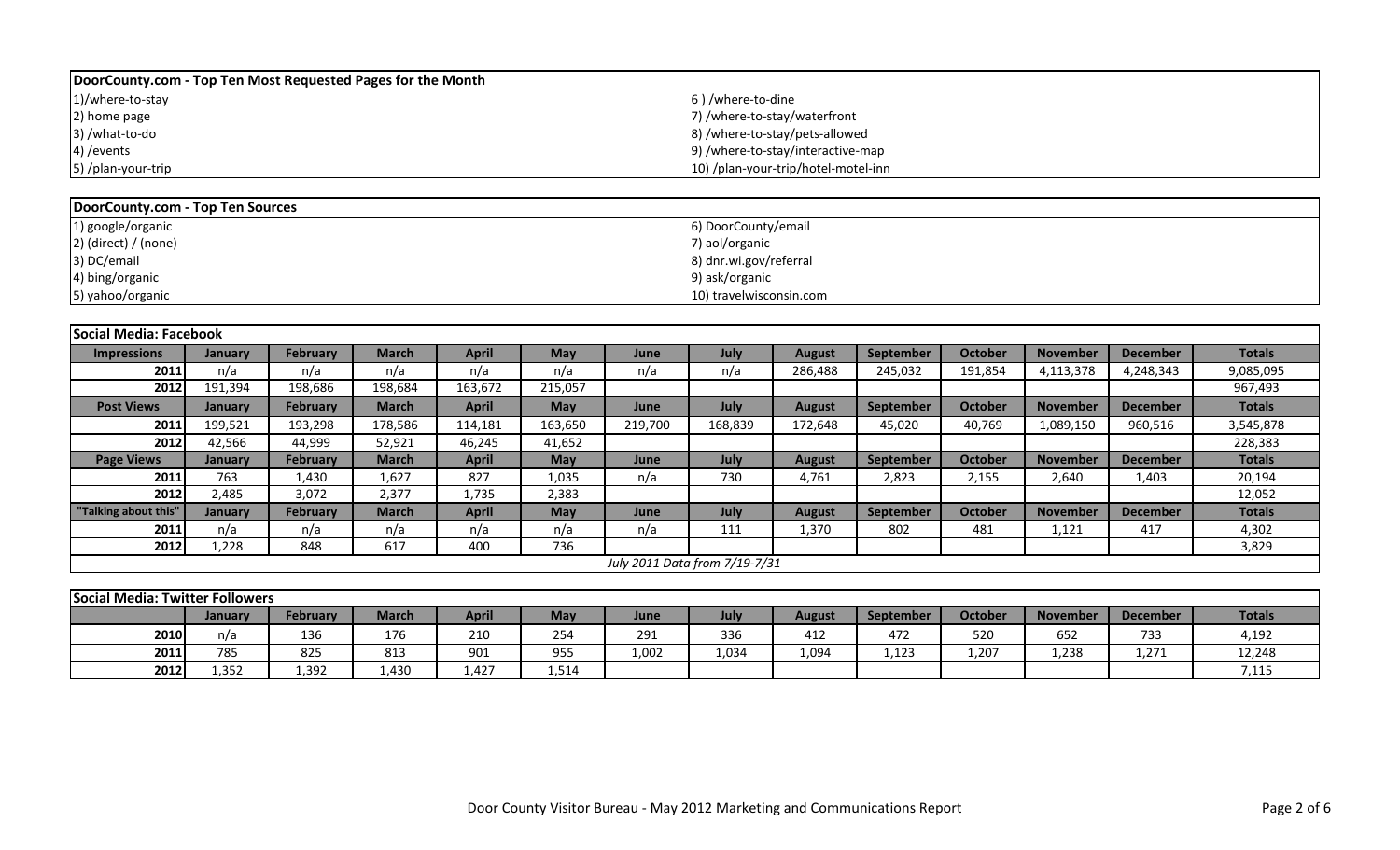## DoorCounty.com - Top Ten Most Requested Pages for the Month

| | |
|---|---|
| 1)/where-to-stay | 6 ) /where-to-dine |
| 2) home page | 7) /where-to-stay/waterfront |
| 3) /what-to-do | 8) /where-to-stay/pets-allowed |
| 4) /events | 9) /where-to-stay/interactive-map |
| 5) /plan-your-trip | 10) /plan-your-trip/hotel-motel-inn |

## DoorCounty.com - Top Ten Sources

| | |
|---|---|
| 1) google/organic | 6) DoorCounty/email |
| 2) (direct) / (none) | 7) aol/organic |
| 3) DC/email | 8) dnr.wi.gov/referral |
| 4) bing/organic | 9) ask/organic |
| 5) yahoo/organic | 10) travelwisconsin.com |

## Social Media: Facebook

| Impressions | January | February | March | April | May | June | July | August | September | October | November | December | Totals |
|---|---|---|---|---|---|---|---|---|---|---|---|---|---|
| 2011 | n/a | n/a | n/a | n/a | n/a | n/a | n/a | 286,488 | 245,032 | 191,854 | 4,113,378 | 4,248,343 | 9,085,095 |
| 2012 | 191,394 | 198,686 | 198,684 | 163,672 | 215,057 | | | | | | | | 967,493 |
| **Post Views** | **January** | **February** | **March** | **April** | **May** | **June** | **July** | **August** | **September** | **October** | **November** | **December** | **Totals** |
| 2011 | 199,521 | 193,298 | 178,586 | 114,181 | 163,650 | 219,700 | 168,839 | 172,648 | 45,020 | 40,769 | 1,089,150 | 960,516 | 3,545,878 |
| 2012 | 42,566 | 44,999 | 52,921 | 46,245 | 41,652 | | | | | | | | 228,383 |
| **Page Views** | **January** | **February** | **March** | **April** | **May** | **June** | **July** | **August** | **September** | **October** | **November** | **December** | **Totals** |
| 2011 | 763 | 1,430 | 1,627 | 827 | 1,035 | n/a | 730 | 4,761 | 2,823 | 2,155 | 2,640 | 1,403 | 20,194 |
| 2012 | 2,485 | 3,072 | 2,377 | 1,735 | 2,383 | | | | | | | | 12,052 |
| **"Talking about this"** | **January** | **February** | **March** | **April** | **May** | **June** | **July** | **August** | **September** | **October** | **November** | **December** | **Totals** |
| 2011 | n/a | n/a | n/a | n/a | n/a | n/a | 111 | 1,370 | 802 | 481 | 1,121 | 417 | 4,302 |
| 2012 | 1,228 | 848 | 617 | 400 | 736 | | | | | | | | 3,829 |

*July 2011 Data from 7/19-7/31*

## Social Media: Twitter Followers

| | January | February | March | April | May | June | July | August | September | October | November | December | Totals |
|---|---|---|---|---|---|---|---|---|---|---|---|---|---|
| 2010 | n/a | 136 | 176 | 210 | 254 | 291 | 336 | 412 | 472 | 520 | 652 | 733 | 4,192 |
| 2011 | 785 | 825 | 813 | 901 | 955 | 1,002 | 1,034 | 1,094 | 1,123 | 1,207 | 1,238 | 1,271 | 12,248 |
| 2012 | 1,352 | 1,392 | 1,430 | 1,427 | 1,514 | | | | | | | | 7,115 |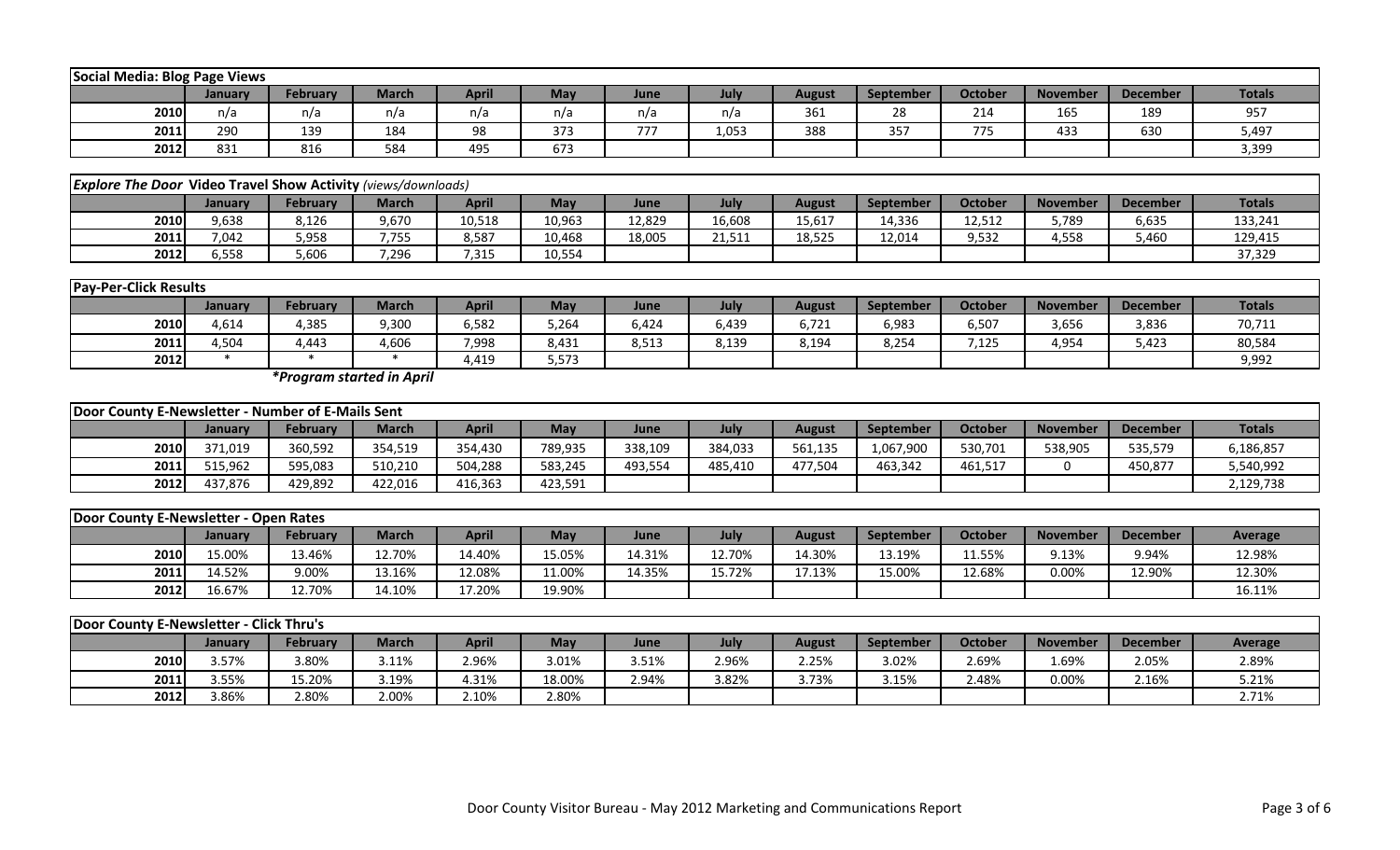| Social Media: Blog Page Views | | | | | | | | | | | | | |
|---|---|---|---|---|---|---|---|---|---|---|---|---|---|
| | January | February | March | April | May | June | July | August | September | October | November | December | Totals |
| 2010 | n/a | n/a | n/a | n/a | n/a | n/a | n/a | 361 | 28 | 214 | 165 | 189 | 957 |
| 2011 | 290 | 139 | 184 | 98 | 373 | 777 | 1,053 | 388 | 357 | 775 | 433 | 630 | 5,497 |
| 2012 | 831 | 816 | 584 | 495 | 673 | | | | | | | | 3,399 |

| *Explore The Door* Video Travel Show Activity *(views/downloads)* | | | | | | | | | | | | | |
|---|---|---|---|---|---|---|---|---|---|---|---|---|---|
| | January | February | March | April | May | June | July | August | September | October | November | December | Totals |
| 2010 | 9,638 | 8,126 | 9,670 | 10,518 | 10,963 | 12,829 | 16,608 | 15,617 | 14,336 | 12,512 | 5,789 | 6,635 | 133,241 |
| 2011 | 7,042 | 5,958 | 7,755 | 8,587 | 10,468 | 18,005 | 21,511 | 18,525 | 12,014 | 9,532 | 4,558 | 5,460 | 129,415 |
| 2012 | 6,558 | 5,606 | 7,296 | 7,315 | 10,554 | | | | | | | | 37,329 |

| Pay-Per-Click Results | | | | | | | | | | | | | |
|---|---|---|---|---|---|---|---|---|---|---|---|---|---|
| | January | February | March | April | May | June | July | August | September | October | November | December | Totals |
| 2010 | 4,614 | 4,385 | 9,300 | 6,582 | 5,264 | 6,424 | 6,439 | 6,721 | 6,983 | 6,507 | 3,656 | 3,836 | 70,711 |
| 2011 | 4,504 | 4,443 | 4,606 | 7,998 | 8,431 | 8,513 | 8,139 | 8,194 | 8,254 | 7,125 | 4,954 | 5,423 | 80,584 |
| 2012 | * | * | * | 4,419 | 5,573 | | | | | | | | 9,992 |

***Program started in April***

| Door County E-Newsletter - Number of E-Mails Sent | | | | | | | | | | | | | |
|---|---|---|---|---|---|---|---|---|---|---|---|---|---|
| | January | February | March | April | May | June | July | August | September | October | November | December | Totals |
| 2010 | 371,019 | 360,592 | 354,519 | 354,430 | 789,935 | 338,109 | 384,033 | 561,135 | 1,067,900 | 530,701 | 538,905 | 535,579 | 6,186,857 |
| 2011 | 515,962 | 595,083 | 510,210 | 504,288 | 583,245 | 493,554 | 485,410 | 477,504 | 463,342 | 461,517 | 0 | 450,877 | 5,540,992 |
| 2012 | 437,876 | 429,892 | 422,016 | 416,363 | 423,591 | | | | | | | | 2,129,738 |

| Door County E-Newsletter - Open Rates | | | | | | | | | | | | | |
|---|---|---|---|---|---|---|---|---|---|---|---|---|---|
| | January | February | March | April | May | June | July | August | September | October | November | December | Average |
| 2010 | 15.00% | 13.46% | 12.70% | 14.40% | 15.05% | 14.31% | 12.70% | 14.30% | 13.19% | 11.55% | 9.13% | 9.94% | 12.98% |
| 2011 | 14.52% | 9.00% | 13.16% | 12.08% | 11.00% | 14.35% | 15.72% | 17.13% | 15.00% | 12.68% | 0.00% | 12.90% | 12.30% |
| 2012 | 16.67% | 12.70% | 14.10% | 17.20% | 19.90% | | | | | | | | 16.11% |

| Door County E-Newsletter - Click Thru's | | | | | | | | | | | | | |
|---|---|---|---|---|---|---|---|---|---|---|---|---|---|
| | January | February | March | April | May | June | July | August | September | October | November | December | Average |
| 2010 | 3.57% | 3.80% | 3.11% | 2.96% | 3.01% | 3.51% | 2.96% | 2.25% | 3.02% | 2.69% | 1.69% | 2.05% | 2.89% |
| 2011 | 3.55% | 15.20% | 3.19% | 4.31% | 18.00% | 2.94% | 3.82% | 3.73% | 3.15% | 2.48% | 0.00% | 2.16% | 5.21% |
| 2012 | 3.86% | 2.80% | 2.00% | 2.10% | 2.80% | | | | | | | | 2.71% |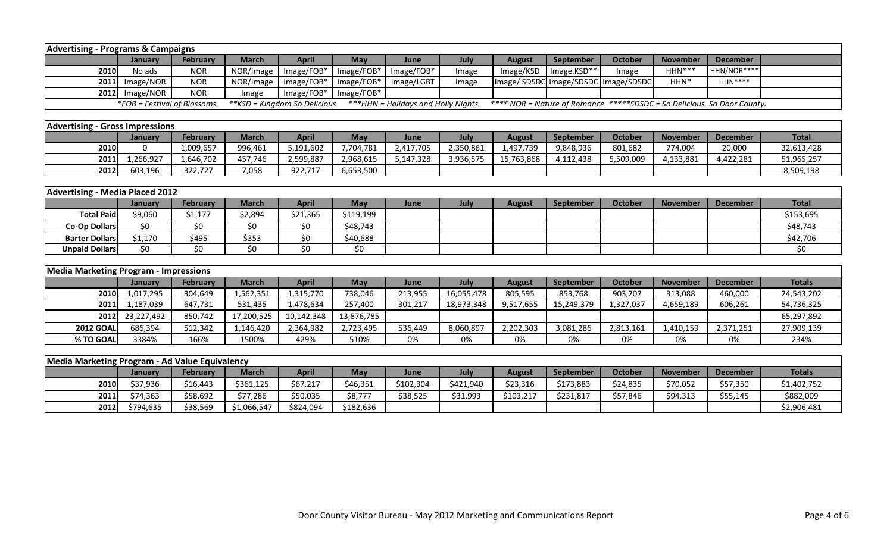### Advertising - Programs & Campaigns

| | January | February | March | April | May | June | July | August | September | October | November | December |
|---|---|---|---|---|---|---|---|---|---|---|---|---|
| 2010 | No ads | NOR | NOR/Image | Image/FOB* | Image/FOB* | Image/FOB* | Image | Image/KSD | Image.KSD** | Image | HHN*** | HHN/NOR**** |
| 2011 | Image/NOR | NOR | NOR/Image | Image/FOB* | Image/FOB* | Image/LGBT | Image | Image/ SDSDC | Image/SDSDC | Image/SDSDC | HHN* | HHN**** |
| 2012 | Image/NOR | NOR | Image | Image/FOB* | Image/FOB* | | | | | | | |

*FOB = Festival of Blossoms **KSD = Kingdom So Delicious ***HHN = Holidays and Holly Nights **** NOR = Nature of Romance *****SDSDC = So Delicious. So Door County.

### Advertising - Gross Impressions

| | January | February | March | April | May | June | July | August | September | October | November | December | Total |
|---|---|---|---|---|---|---|---|---|---|---|---|---|---|
| 2010 | 0 | 1,009,657 | 996,461 | 5,191,602 | 7,704,781 | 2,417,705 | 2,350,861 | 1,497,739 | 9,848,936 | 801,682 | 774,004 | 20,000 | 32,613,428 |
| 2011 | 1,266,927 | 1,646,702 | 457,746 | 2,599,887 | 2,968,615 | 5,147,328 | 3,936,575 | 15,763,868 | 4,112,438 | 5,509,009 | 4,133,881 | 4,422,281 | 51,965,257 |
| 2012 | 603,196 | 322,727 | 7,058 | 922,717 | 6,653,500 | | | | | | | | 8,509,198 |

### Advertising - Media Placed 2012

| | January | February | March | April | May | June | July | August | September | October | November | December | Total |
|---|---|---|---|---|---|---|---|---|---|---|---|---|---|
| Total Paid | $9,060 | $1,177 | $2,894 | $21,365 | $119,199 | | | | | | | | $153,695 |
| Co-Op Dollars | $0 | $0 | $0 | $0 | $48,743 | | | | | | | | $48,743 |
| Barter Dollars | $1,170 | $495 | $353 | $0 | $40,688 | | | | | | | | $42,706 |
| Unpaid Dollars | $0 | $0 | $0 | $0 | $0 | | | | | | | | $0 |

### Media Marketing Program - Impressions

| | January | February | March | April | May | June | July | August | September | October | November | December | Totals |
|---|---|---|---|---|---|---|---|---|---|---|---|---|---|
| 2010 | 1,017,295 | 304,649 | 1,562,351 | 1,315,770 | 738,046 | 213,955 | 16,055,478 | 805,595 | 853,768 | 903,207 | 313,088 | 460,000 | 24,543,202 |
| 2011 | 1,187,039 | 647,731 | 531,435 | 1,478,634 | 257,400 | 301,217 | 18,973,348 | 9,517,655 | 15,249,379 | 1,327,037 | 4,659,189 | 606,261 | 54,736,325 |
| 2012 | 23,227,492 | 850,742 | 17,200,525 | 10,142,348 | 13,876,785 | | | | | | | | 65,297,892 |
| 2012 GOAL | 686,394 | 512,342 | 1,146,420 | 2,364,982 | 2,723,495 | 536,449 | 8,060,897 | 2,202,303 | 3,081,286 | 2,813,161 | 1,410,159 | 2,371,251 | 27,909,139 |
| % TO GOAL | 3384% | 166% | 1500% | 429% | 510% | 0% | 0% | 0% | 0% | 0% | 0% | 0% | 234% |

### Media Marketing Program - Ad Value Equivalency

| | January | February | March | April | May | June | July | August | September | October | November | December | Totals |
|---|---|---|---|---|---|---|---|---|---|---|---|---|---|
| 2010 | $37,936 | $16,443 | $361,125 | $67,217 | $46,351 | $102,304 | $421,940 | $23,316 | $173,883 | $24,835 | $70,052 | $57,350 | $1,402,752 |
| 2011 | $74,363 | $58,692 | $77,286 | $50,035 | $8,777 | $38,525 | $31,993 | $103,217 | $231,817 | $57,846 | $94,313 | $55,145 | $882,009 |
| 2012 | $794,635 | $38,569 | $1,066,547 | $824,094 | $182,636 | | | | | | | | $2,906,481 |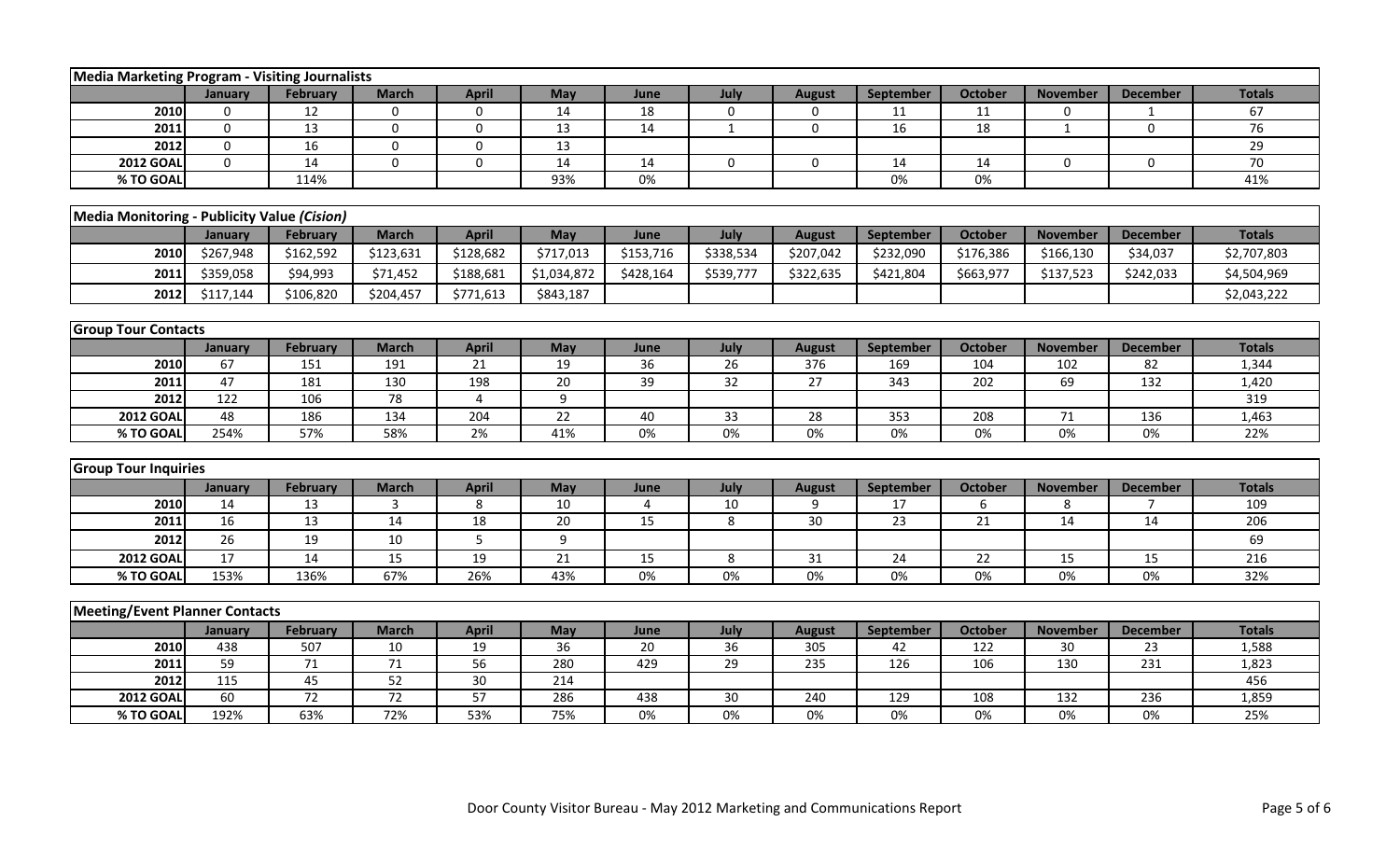## Media Marketing Program - Visiting Journalists

| | January | February | March | April | May | June | July | August | September | October | November | December | Totals |
|---|---|---|---|---|---|---|---|---|---|---|---|---|---|
| 2010 | 0 | 12 | 0 | 0 | 14 | 18 | 0 | 0 | 11 | 11 | 0 | 1 | 67 |
| 2011 | 0 | 13 | 0 | 0 | 13 | 14 | 1 | 0 | 16 | 18 | 1 | 0 | 76 |
| 2012 | 0 | 16 | 0 | 0 | 13 | | | | | | | | 29 |
| 2012 GOAL | 0 | 14 | 0 | 0 | 14 | 14 | 0 | 0 | 14 | 14 | 0 | 0 | 70 |
| % TO GOAL | | 114% | | | 93% | 0% | | | 0% | 0% | | | 41% |

## Media Monitoring - Publicity Value *(Cision)*

| | January | February | March | April | May | June | July | August | September | October | November | December | Totals |
|---|---|---|---|---|---|---|---|---|---|---|---|---|---|
| 2010 | $267,948 | $162,592 | $123,631 | $128,682 | $717,013 | $153,716 | $338,534 | $207,042 | $232,090 | $176,386 | $166,130 | $34,037 | $2,707,803 |
| 2011 | $359,058 | $94,993 | $71,452 | $188,681 | $1,034,872 | $428,164 | $539,777 | $322,635 | $421,804 | $663,977 | $137,523 | $242,033 | $4,504,969 |
| 2012 | $117,144 | $106,820 | $204,457 | $771,613 | $843,187 | | | | | | | | $2,043,222 |

## Group Tour Contacts

| | January | February | March | April | May | June | July | August | September | October | November | December | Totals |
|---|---|---|---|---|---|---|---|---|---|---|---|---|---|
| 2010 | 67 | 151 | 191 | 21 | 19 | 36 | 26 | 376 | 169 | 104 | 102 | 82 | 1,344 |
| 2011 | 47 | 181 | 130 | 198 | 20 | 39 | 32 | 27 | 343 | 202 | 69 | 132 | 1,420 |
| 2012 | 122 | 106 | 78 | 4 | 9 | | | | | | | | 319 |
| 2012 GOAL | 48 | 186 | 134 | 204 | 22 | 40 | 33 | 28 | 353 | 208 | 71 | 136 | 1,463 |
| % TO GOAL | 254% | 57% | 58% | 2% | 41% | 0% | 0% | 0% | 0% | 0% | 0% | 0% | 22% |

## Group Tour Inquiries

| | January | February | March | April | May | June | July | August | September | October | November | December | Totals |
|---|---|---|---|---|---|---|---|---|---|---|---|---|---|
| 2010 | 14 | 13 | 3 | 8 | 10 | 4 | 10 | 9 | 17 | 6 | 8 | 7 | 109 |
| 2011 | 16 | 13 | 14 | 18 | 20 | 15 | 8 | 30 | 23 | 21 | 14 | 14 | 206 |
| 2012 | 26 | 19 | 10 | 5 | 9 | | | | | | | | 69 |
| 2012 GOAL | 17 | 14 | 15 | 19 | 21 | 15 | 8 | 31 | 24 | 22 | 15 | 15 | 216 |
| % TO GOAL | 153% | 136% | 67% | 26% | 43% | 0% | 0% | 0% | 0% | 0% | 0% | 0% | 32% |

## Meeting/Event Planner Contacts

| | January | February | March | April | May | June | July | August | September | October | November | December | Totals |
|---|---|---|---|---|---|---|---|---|---|---|---|---|---|
| 2010 | 438 | 507 | 10 | 19 | 36 | 20 | 36 | 305 | 42 | 122 | 30 | 23 | 1,588 |
| 2011 | 59 | 71 | 71 | 56 | 280 | 429 | 29 | 235 | 126 | 106 | 130 | 231 | 1,823 |
| 2012 | 115 | 45 | 52 | 30 | 214 | | | | | | | | 456 |
| 2012 GOAL | 60 | 72 | 72 | 57 | 286 | 438 | 30 | 240 | 129 | 108 | 132 | 236 | 1,859 |
| % TO GOAL | 192% | 63% | 72% | 53% | 75% | 0% | 0% | 0% | 0% | 0% | 0% | 0% | 25% |

Door County Visitor Bureau - May 2012 Marketing and Communications Report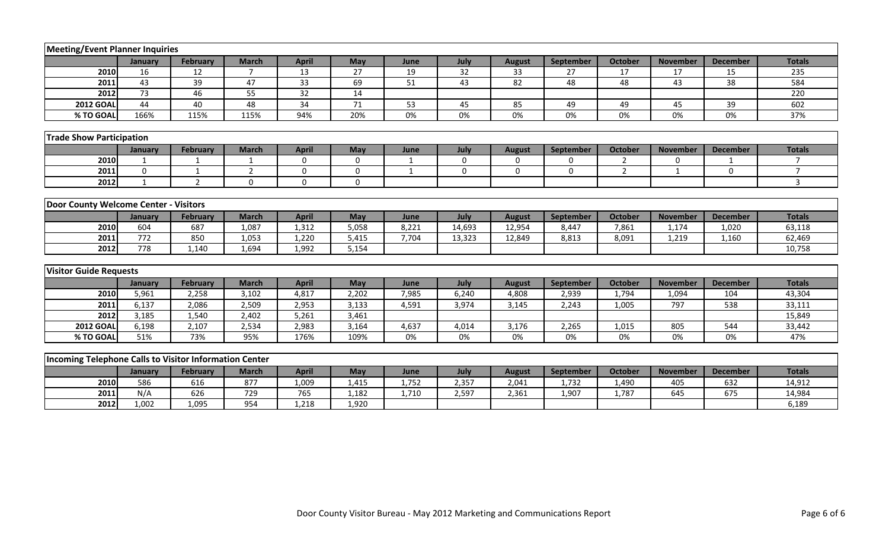## Meeting/Event Planner Inquiries

| | January | February | March | April | May | June | July | August | September | October | November | December | Totals |
|---|---|---|---|---|---|---|---|---|---|---|---|---|---|
| 2010 | 16 | 12 | 7 | 13 | 27 | 19 | 32 | 33 | 27 | 17 | 17 | 15 | 235 |
| 2011 | 43 | 39 | 47 | 33 | 69 | 51 | 43 | 82 | 48 | 48 | 43 | 38 | 584 |
| 2012 | 73 | 46 | 55 | 32 | 14 | | | | | | | | 220 |
| 2012 GOAL | 44 | 40 | 48 | 34 | 71 | 53 | 45 | 85 | 49 | 49 | 45 | 39 | 602 |
| % TO GOAL | 166% | 115% | 115% | 94% | 20% | 0% | 0% | 0% | 0% | 0% | 0% | 0% | 37% |

## Trade Show Participation

| | January | February | March | April | May | June | July | August | September | October | November | December | Totals |
|---|---|---|---|---|---|---|---|---|---|---|---|---|---|
| 2010 | 1 | 1 | 1 | 0 | 0 | 1 | 0 | 0 | 0 | 2 | 0 | 1 | 7 |
| 2011 | 0 | 1 | 2 | 0 | 0 | 1 | 0 | 0 | 0 | 2 | 1 | 0 | 7 |
| 2012 | 1 | 2 | 0 | 0 | 0 | | | | | | | | 3 |

## Door County Welcome Center - Visitors

| | January | February | March | April | May | June | July | August | September | October | November | December | Totals |
|---|---|---|---|---|---|---|---|---|---|---|---|---|---|
| 2010 | 604 | 687 | 1,087 | 1,312 | 5,058 | 8,221 | 14,693 | 12,954 | 8,447 | 7,861 | 1,174 | 1,020 | 63,118 |
| 2011 | 772 | 850 | 1,053 | 1,220 | 5,415 | 7,704 | 13,323 | 12,849 | 8,813 | 8,091 | 1,219 | 1,160 | 62,469 |
| 2012 | 778 | 1,140 | 1,694 | 1,992 | 5,154 | | | | | | | | 10,758 |

## Visitor Guide Requests

| | January | February | March | April | May | June | July | August | September | October | November | December | Totals |
|---|---|---|---|---|---|---|---|---|---|---|---|---|---|
| 2010 | 5,961 | 2,258 | 3,102 | 4,817 | 2,202 | 7,985 | 6,240 | 4,808 | 2,939 | 1,794 | 1,094 | 104 | 43,304 |
| 2011 | 6,137 | 2,086 | 2,509 | 2,953 | 3,133 | 4,591 | 3,974 | 3,145 | 2,243 | 1,005 | 797 | 538 | 33,111 |
| 2012 | 3,185 | 1,540 | 2,402 | 5,261 | 3,461 | | | | | | | | 15,849 |
| 2012 GOAL | 6,198 | 2,107 | 2,534 | 2,983 | 3,164 | 4,637 | 4,014 | 3,176 | 2,265 | 1,015 | 805 | 544 | 33,442 |
| % TO GOAL | 51% | 73% | 95% | 176% | 109% | 0% | 0% | 0% | 0% | 0% | 0% | 0% | 47% |

## Incoming Telephone Calls to Visitor Information Center

| | January | February | March | April | May | June | July | August | September | October | November | December | Totals |
|---|---|---|---|---|---|---|---|---|---|---|---|---|---|
| 2010 | 586 | 616 | 877 | 1,009 | 1,415 | 1,752 | 2,357 | 2,041 | 1,732 | 1,490 | 405 | 632 | 14,912 |
| 2011 | N/A | 626 | 729 | 765 | 1,182 | 1,710 | 2,597 | 2,361 | 1,907 | 1,787 | 645 | 675 | 14,984 |
| 2012 | 1,002 | 1,095 | 954 | 1,218 | 1,920 | | | | | | | | 6,189 |

Door County Visitor Bureau - May 2012 Marketing and Communications Report